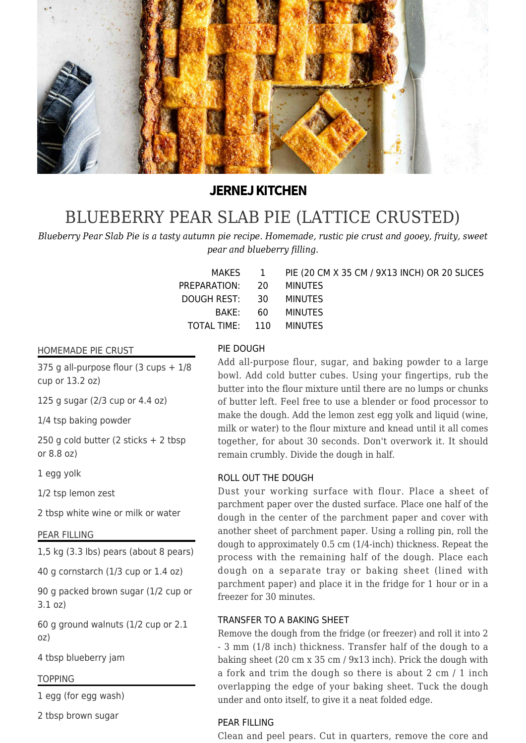**JERNEJ KITCHEN**

# BLUEBERRY PEAR SLAB PIE (LATTICE CRUSTED)

*Blueberry Pear Slab Pie is a tasty autumn pie recipe. Homemade, rustic pie crust and gooey, fruity, sweet pear and blueberry filling.*

| | | |
|---|---|---|
| MAKES | 1 | PIE (20 CM X 35 CM / 9X13 INCH) OR 20 SLICES |
| PREPARATION: | 20 | MINUTES |
| DOUGH REST: | 30 | MINUTES |
| BAKE: | 60 | MINUTES |
| TOTAL TIME: | 110 | MINUTES |

## HOMEMADE PIE CRUST

- 375 g all-purpose flour (3 cups + 1/8 cup or 13.2 oz)
- 125 g sugar (2/3 cup or 4.4 oz)
- 1/4 tsp baking powder
- 250 g cold butter (2 sticks + 2 tbsp or 8.8 oz)
- 1 egg yolk
- 1/2 tsp lemon zest
- 2 tbsp white wine or milk or water

## PEAR FILLING

- 1,5 kg (3.3 lbs) pears (about 8 pears)
- 40 g cornstarch (1/3 cup or 1.4 oz)
- 90 g packed brown sugar (1/2 cup or 3.1 oz)
- 60 g ground walnuts (1/2 cup or 2.1 oz)
- 4 tbsp blueberry jam

## TOPPING

- 1 egg (for egg wash)
- 2 tbsp brown sugar

## PIE DOUGH

Add all-purpose flour, sugar, and baking powder to a large bowl. Add cold butter cubes. Using your fingertips, rub the butter into the flour mixture until there are no lumps or chunks of butter left. Feel free to use a blender or food processor to make the dough. Add the lemon zest egg yolk and liquid (wine, milk or water) to the flour mixture and knead until it all comes together, for about 30 seconds. Don't overwork it. It should remain crumbly. Divide the dough in half.

## ROLL OUT THE DOUGH

Dust your working surface with flour. Place a sheet of parchment paper over the dusted surface. Place one half of the dough in the center of the parchment paper and cover with another sheet of parchment paper. Using a rolling pin, roll the dough to approximately 0.5 cm (1/4-inch) thickness. Repeat the process with the remaining half of the dough. Place each dough on a separate tray or baking sheet (lined with parchment paper) and place it in the fridge for 1 hour or in a freezer for 30 minutes.

## TRANSFER TO A BAKING SHEET

Remove the dough from the fridge (or freezer) and roll it into 2 - 3 mm (1/8 inch) thickness. Transfer half of the dough to a baking sheet (20 cm x 35 cm / 9x13 inch). Prick the dough with a fork and trim the dough so there is about 2 cm / 1 inch overlapping the edge of your baking sheet. Tuck the dough under and onto itself, to give it a neat folded edge.

## PEAR FILLING

Clean and peel pears. Cut in quarters, remove the core and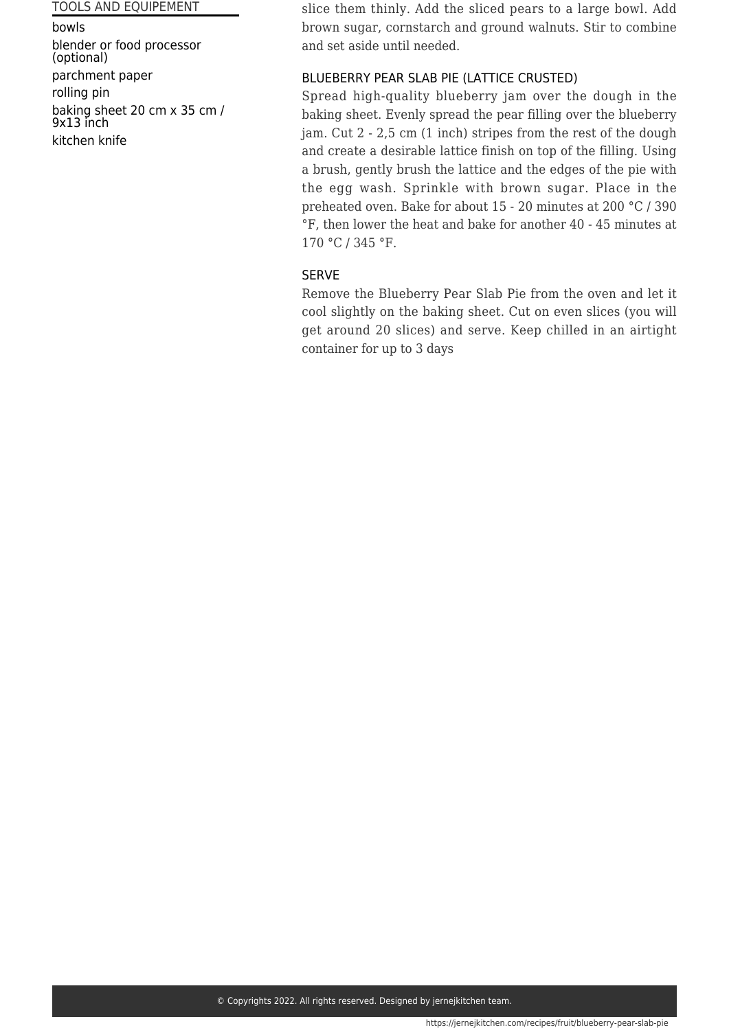## TOOLS AND EQUIPEMENT

- bowls
- blender or food processor (optional)
- parchment paper
- rolling pin
- baking sheet 20 cm x 35 cm / 9x13 inch
- kitchen knife

slice them thinly. Add the sliced pears to a large bowl. Add brown sugar, cornstarch and ground walnuts. Stir to combine and set aside until needed.

## BLUEBERRY PEAR SLAB PIE (LATTICE CRUSTED)

Spread high-quality blueberry jam over the dough in the baking sheet. Evenly spread the pear filling over the blueberry jam. Cut 2 - 2,5 cm (1 inch) stripes from the rest of the dough and create a desirable lattice finish on top of the filling. Using a brush, gently brush the lattice and the edges of the pie with the egg wash. Sprinkle with brown sugar. Place in the preheated oven. Bake for about 15 - 20 minutes at 200 °C / 390 °F, then lower the heat and bake for another 40 - 45 minutes at 170 °C / 345 °F.

## SERVE

Remove the Blueberry Pear Slab Pie from the oven and let it cool slightly on the baking sheet. Cut on even slices (you will get around 20 slices) and serve. Keep chilled in an airtight container for up to 3 days